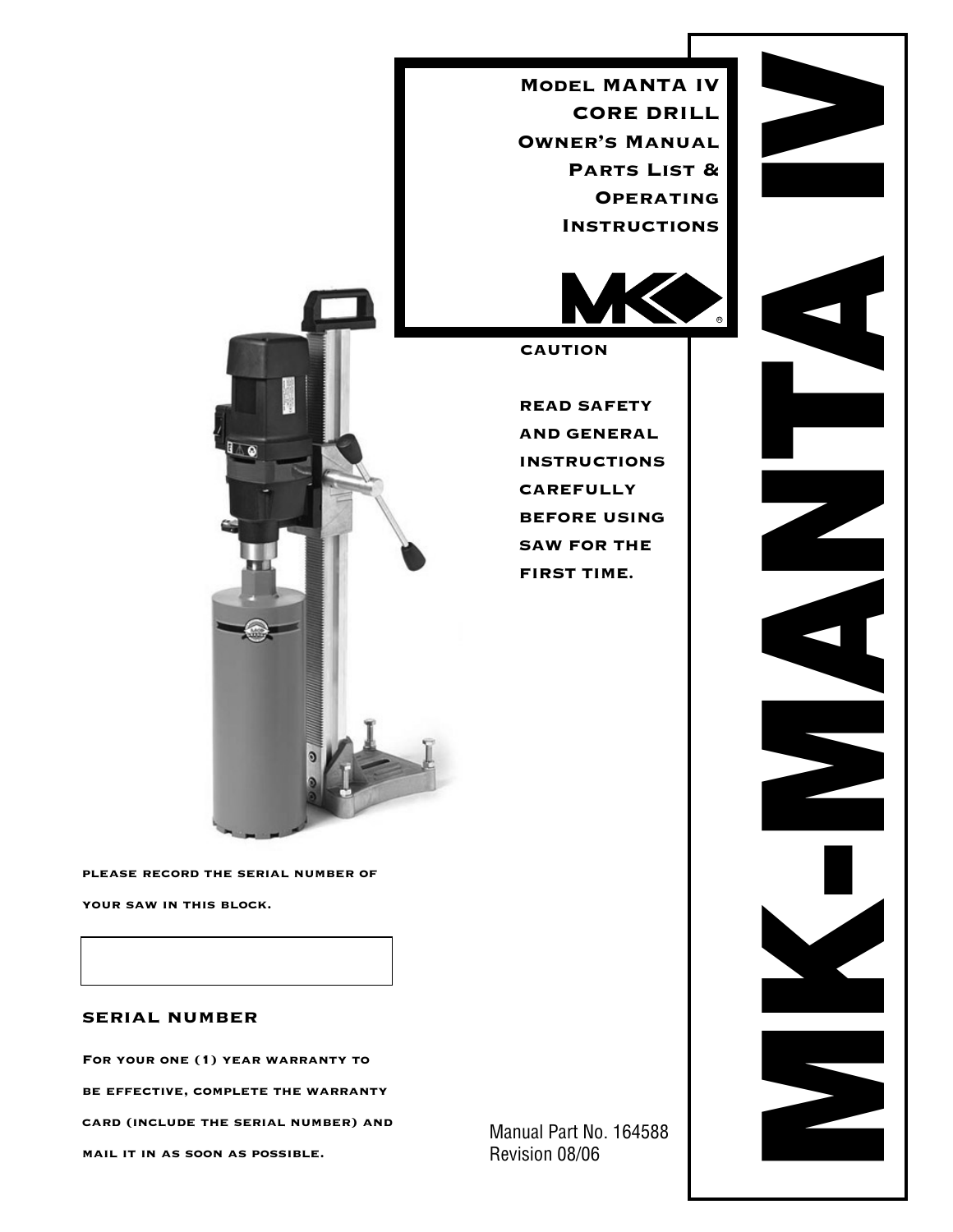# Model MANTA IV CORE DRILL Owner's Manual Parts List & Operating Instructions

**CAUTION**

**READ SAFETY AND GENERAL INSTRUCTIONS CAREFULLY BEFORE USING SAW FOR THE FIRST TIME.**

PLEASE RECORD THE SERIAL NUMBER OF YOUR SAW IN THIS BLOCK.

| |
|---|
| |

**SERIAL NUMBER**

For your one (1) year warranty to be effective, complete the warranty card (include the serial number) and mail it in as soon as possible.

Manual Part No. 164588
Revision 08/06

# MK-MANTA IV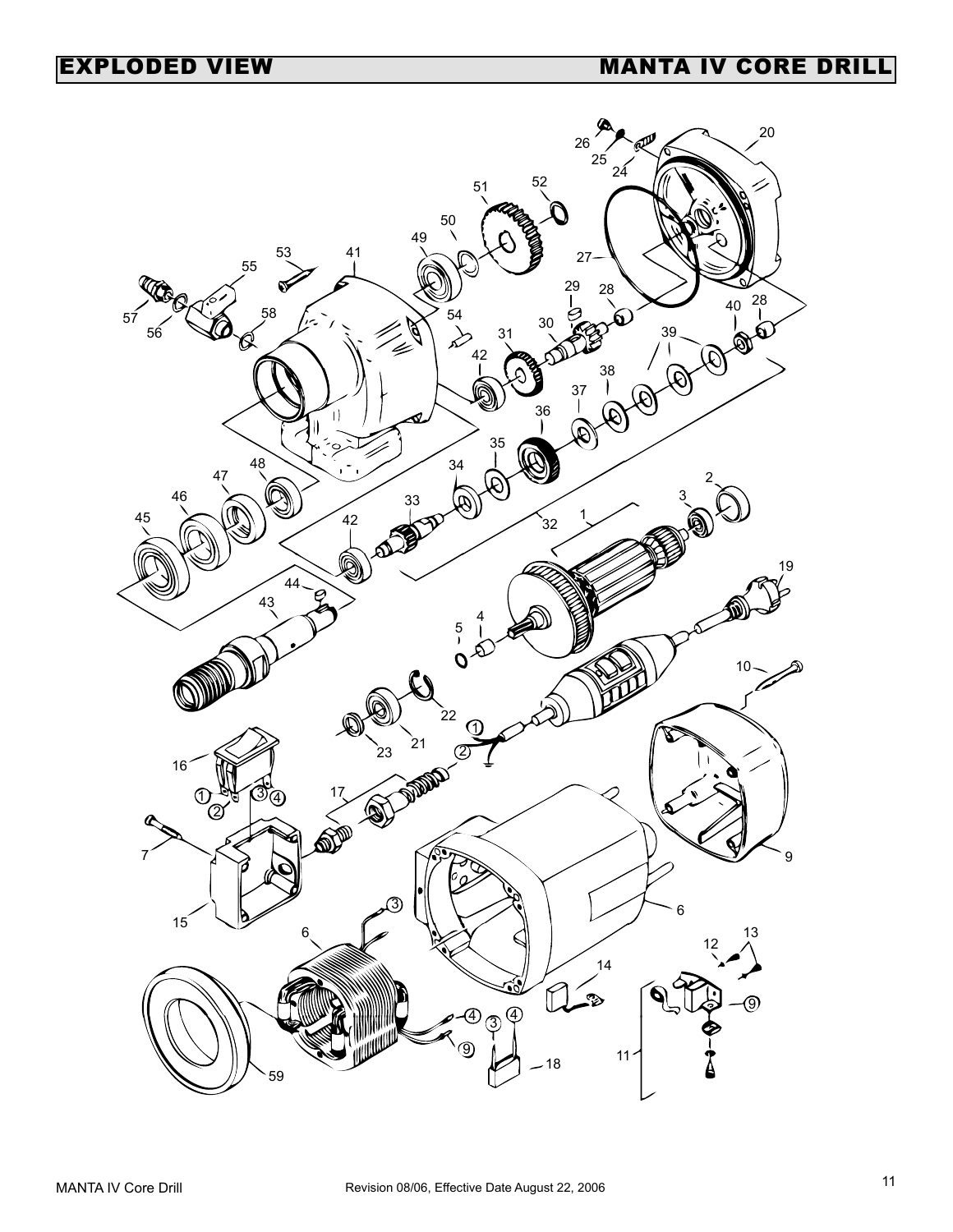# EXPLODED VIEW MANTA IV CORE DRILL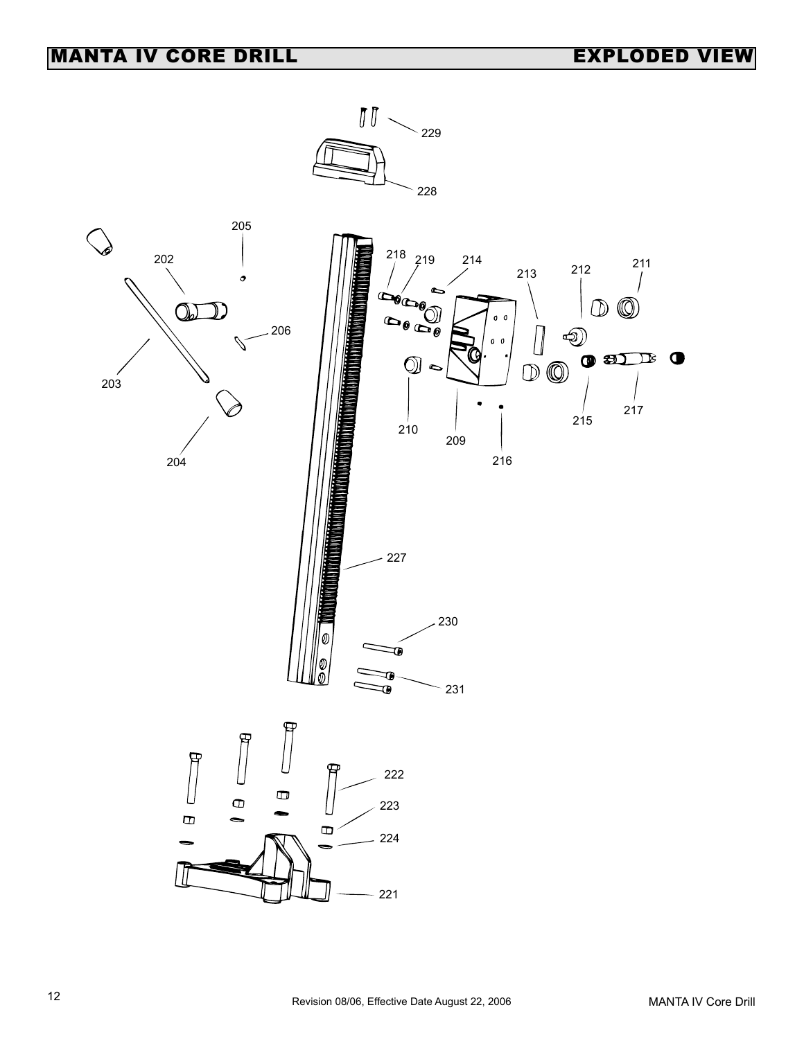# MANTA IV CORE DRILL EXPLODED VIEW

229

228

205

202

218 219 214

213

212

211

206

203

210

209

216

215

217

204

227

230

231

222

223

224

221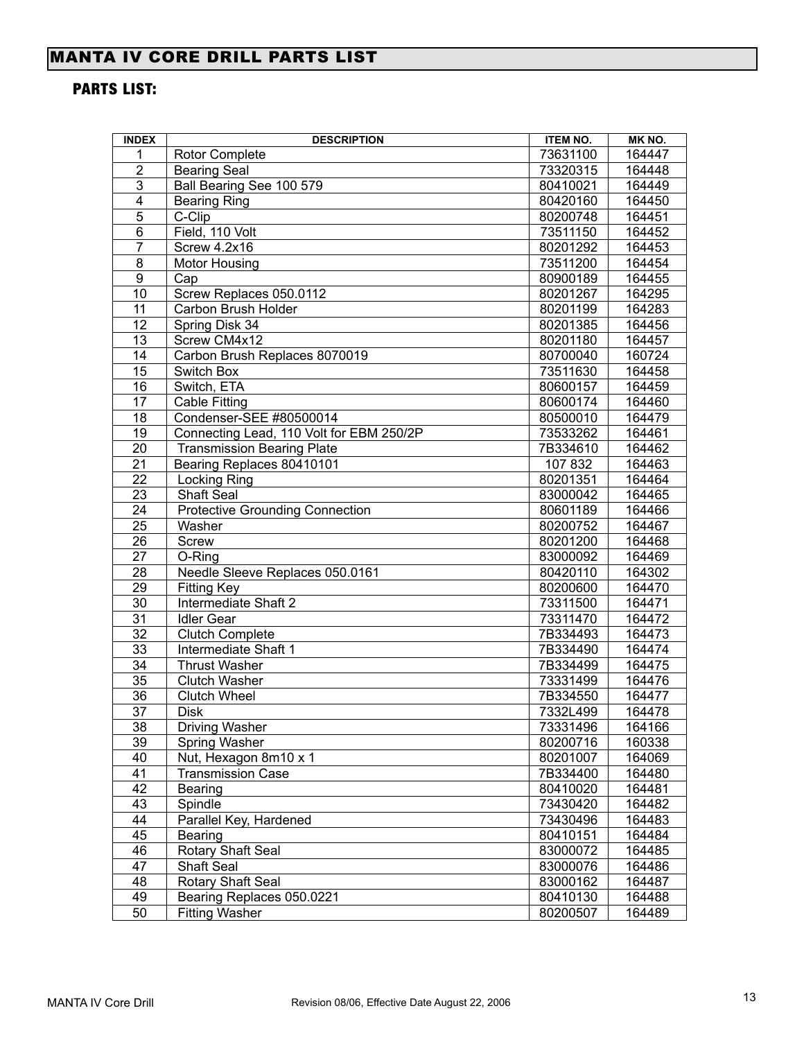# MANTA IV CORE DRILL PARTS LIST

## PARTS LIST:

| INDEX | DESCRIPTION | ITEM NO. | MK NO. |
|---|---|---|---|
| 1 | Rotor Complete | 73631100 | 164447 |
| 2 | Bearing Seal | 73320315 | 164448 |
| 3 | Ball Bearing See 100 579 | 80410021 | 164449 |
| 4 | Bearing Ring | 80420160 | 164450 |
| 5 | C-Clip | 80200748 | 164451 |
| 6 | Field, 110 Volt | 73511150 | 164452 |
| 7 | Screw 4.2x16 | 80201292 | 164453 |
| 8 | Motor Housing | 73511200 | 164454 |
| 9 | Cap | 80900189 | 164455 |
| 10 | Screw Replaces 050.0112 | 80201267 | 164295 |
| 11 | Carbon Brush Holder | 80201199 | 164283 |
| 12 | Spring Disk 34 | 80201385 | 164456 |
| 13 | Screw CM4x12 | 80201180 | 164457 |
| 14 | Carbon Brush Replaces 8070019 | 80700040 | 160724 |
| 15 | Switch Box | 73511630 | 164458 |
| 16 | Switch, ETA | 80600157 | 164459 |
| 17 | Cable Fitting | 80600174 | 164460 |
| 18 | Condenser-SEE #80500014 | 80500010 | 164479 |
| 19 | Connecting Lead, 110 Volt for EBM 250/2P | 73533262 | 164461 |
| 20 | Transmission Bearing Plate | 7B334610 | 164462 |
| 21 | Bearing Replaces 80410101 | 107 832 | 164463 |
| 22 | Locking Ring | 80201351 | 164464 |
| 23 | Shaft Seal | 83000042 | 164465 |
| 24 | Protective Grounding Connection | 80601189 | 164466 |
| 25 | Washer | 80200752 | 164467 |
| 26 | Screw | 80201200 | 164468 |
| 27 | O-Ring | 83000092 | 164469 |
| 28 | Needle Sleeve Replaces 050.0161 | 80420110 | 164302 |
| 29 | Fitting Key | 80200600 | 164470 |
| 30 | Intermediate Shaft 2 | 73311500 | 164471 |
| 31 | Idler Gear | 73311470 | 164472 |
| 32 | Clutch Complete | 7B334493 | 164473 |
| 33 | Intermediate Shaft 1 | 7B334490 | 164474 |
| 34 | Thrust Washer | 7B334499 | 164475 |
| 35 | Clutch Washer | 73331499 | 164476 |
| 36 | Clutch Wheel | 7B334550 | 164477 |
| 37 | Disk | 7332L499 | 164478 |
| 38 | Driving Washer | 73331496 | 164166 |
| 39 | Spring Washer | 80200716 | 160338 |
| 40 | Nut, Hexagon 8m10 x 1 | 80201007 | 164069 |
| 41 | Transmission Case | 7B334400 | 164480 |
| 42 | Bearing | 80410020 | 164481 |
| 43 | Spindle | 73430420 | 164482 |
| 44 | Parallel Key, Hardened | 73430496 | 164483 |
| 45 | Bearing | 80410151 | 164484 |
| 46 | Rotary Shaft Seal | 83000072 | 164485 |
| 47 | Shaft Seal | 83000076 | 164486 |
| 48 | Rotary Shaft Seal | 83000162 | 164487 |
| 49 | Bearing Replaces 050.0221 | 80410130 | 164488 |
| 50 | Fitting Washer | 80200507 | 164489 |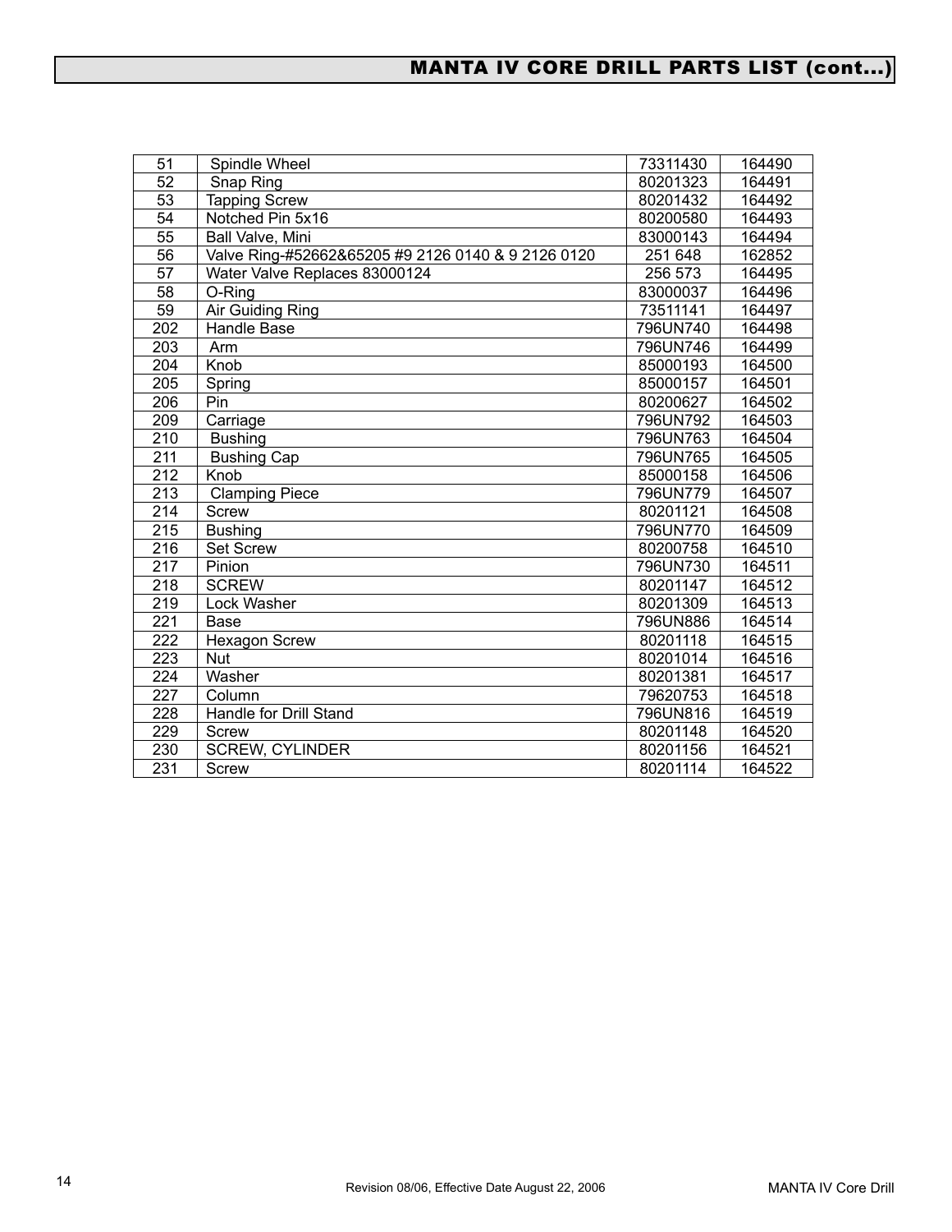# MANTA IV CORE DRILL PARTS LIST (cont...)

| | | | |
|---|---|---|---|
| 51 | Spindle Wheel | 73311430 | 164490 |
| 52 | Snap Ring | 80201323 | 164491 |
| 53 | Tapping Screw | 80201432 | 164492 |
| 54 | Notched Pin 5x16 | 80200580 | 164493 |
| 55 | Ball Valve, Mini | 83000143 | 164494 |
| 56 | Valve Ring-#52662&65205 #9 2126 0140 & 9 2126 0120 | 251 648 | 162852 |
| 57 | Water Valve Replaces 83000124 | 256 573 | 164495 |
| 58 | O-Ring | 83000037 | 164496 |
| 59 | Air Guiding Ring | 73511141 | 164497 |
| 202 | Handle Base | 796UN740 | 164498 |
| 203 | Arm | 796UN746 | 164499 |
| 204 | Knob | 85000193 | 164500 |
| 205 | Spring | 85000157 | 164501 |
| 206 | Pin | 80200627 | 164502 |
| 209 | Carriage | 796UN792 | 164503 |
| 210 | Bushing | 796UN763 | 164504 |
| 211 | Bushing Cap | 796UN765 | 164505 |
| 212 | Knob | 85000158 | 164506 |
| 213 | Clamping Piece | 796UN779 | 164507 |
| 214 | Screw | 80201121 | 164508 |
| 215 | Bushing | 796UN770 | 164509 |
| 216 | Set Screw | 80200758 | 164510 |
| 217 | Pinion | 796UN730 | 164511 |
| 218 | SCREW | 80201147 | 164512 |
| 219 | Lock Washer | 80201309 | 164513 |
| 221 | Base | 796UN886 | 164514 |
| 222 | Hexagon Screw | 80201118 | 164515 |
| 223 | Nut | 80201014 | 164516 |
| 224 | Washer | 80201381 | 164517 |
| 227 | Column | 79620753 | 164518 |
| 228 | Handle for Drill Stand | 796UN816 | 164519 |
| 229 | Screw | 80201148 | 164520 |
| 230 | SCREW, CYLINDER | 80201156 | 164521 |
| 231 | Screw | 80201114 | 164522 |